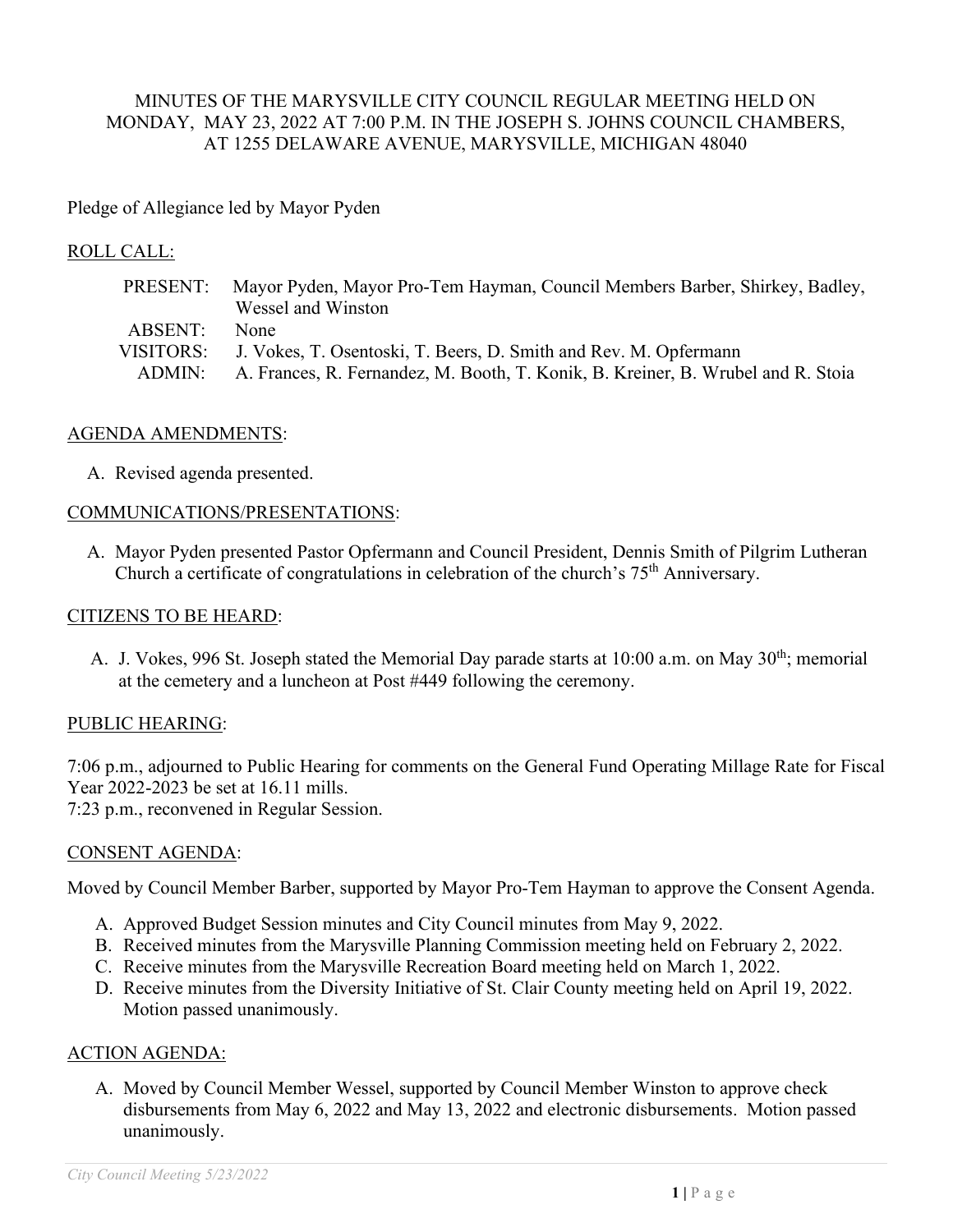# MINUTES OF THE MARYSVILLE CITY COUNCIL REGULAR MEETING HELD ON MONDAY, MAY 23, 2022 AT 7:00 P.M. IN THE JOSEPH S. JOHNS COUNCIL CHAMBERS, AT 1255 DELAWARE AVENUE, MARYSVILLE, MICHIGAN 48040

Pledge of Allegiance led by Mayor Pyden

## ROLL CALL:

| | |
|---|---|
| PRESENT: | Mayor Pyden, Mayor Pro-Tem Hayman, Council Members Barber, Shirkey, Badley, Wessel and Winston |
| ABSENT: | None |
| VISITORS: | J. Vokes, T. Osentoski, T. Beers, D. Smith and Rev. M. Opfermann |
| ADMIN: | A. Frances, R. Fernandez, M. Booth, T. Konik, B. Kreiner, B. Wrubel and R. Stoia |

## AGENDA AMENDMENTS:

A. Revised agenda presented.

## COMMUNICATIONS/PRESENTATIONS:

A. Mayor Pyden presented Pastor Opfermann and Council President, Dennis Smith of Pilgrim Lutheran Church a certificate of congratulations in celebration of the church's 75th Anniversary.

## CITIZENS TO BE HEARD:

A. J. Vokes, 996 St. Joseph stated the Memorial Day parade starts at 10:00 a.m. on May 30th; memorial at the cemetery and a luncheon at Post #449 following the ceremony.

## PUBLIC HEARING:

7:06 p.m., adjourned to Public Hearing for comments on the General Fund Operating Millage Rate for Fiscal Year 2022-2023 be set at 16.11 mills.
7:23 p.m., reconvened in Regular Session.

## CONSENT AGENDA:

Moved by Council Member Barber, supported by Mayor Pro-Tem Hayman to approve the Consent Agenda.

A. Approved Budget Session minutes and City Council minutes from May 9, 2022.
B. Received minutes from the Marysville Planning Commission meeting held on February 2, 2022.
C. Receive minutes from the Marysville Recreation Board meeting held on March 1, 2022.
D. Receive minutes from the Diversity Initiative of St. Clair County meeting held on April 19, 2022. Motion passed unanimously.

## ACTION AGENDA:

A. Moved by Council Member Wessel, supported by Council Member Winston to approve check disbursements from May 6, 2022 and May 13, 2022 and electronic disbursements. Motion passed unanimously.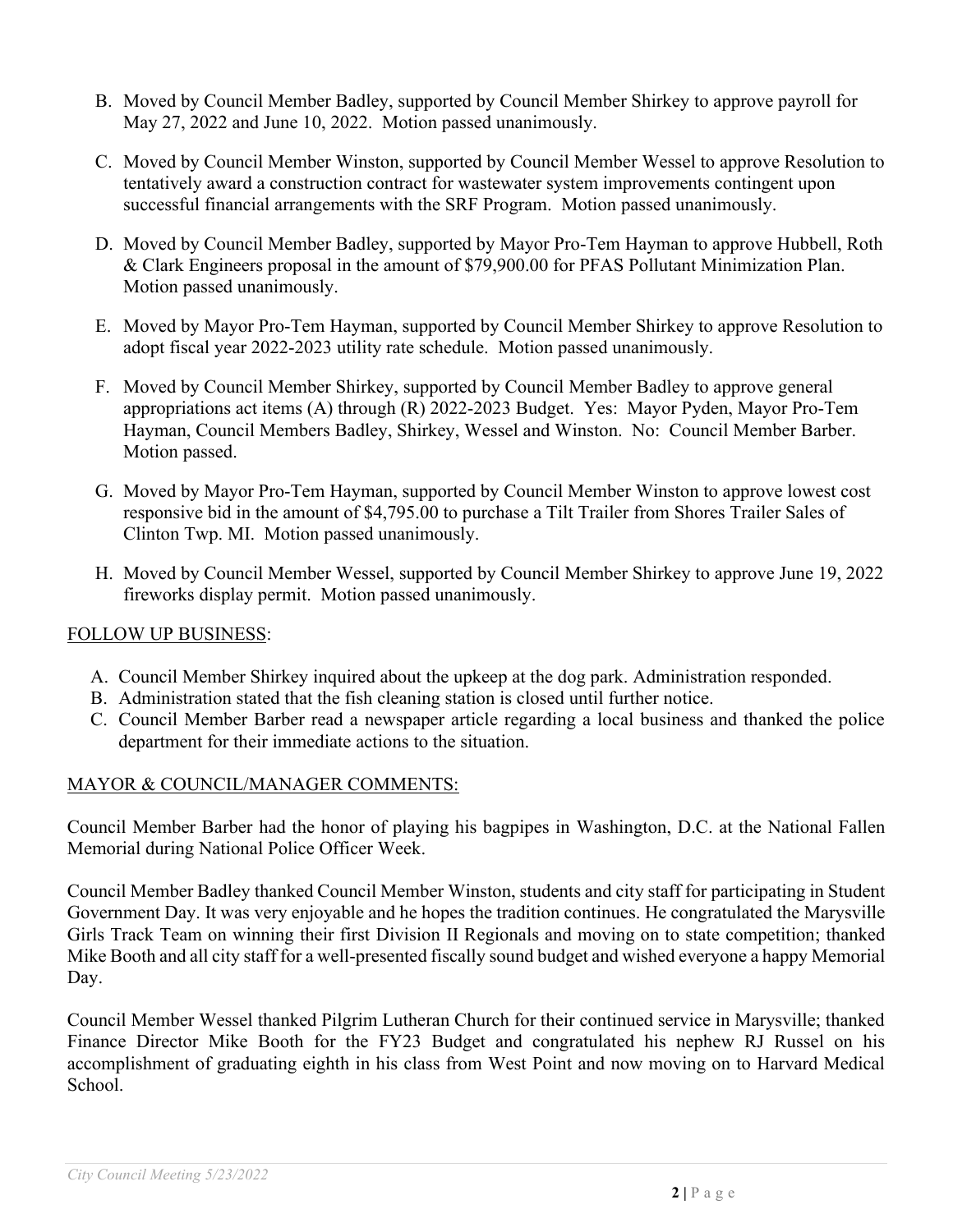B. Moved by Council Member Badley, supported by Council Member Shirkey to approve payroll for May 27, 2022 and June 10, 2022. Motion passed unanimously.

C. Moved by Council Member Winston, supported by Council Member Wessel to approve Resolution to tentatively award a construction contract for wastewater system improvements contingent upon successful financial arrangements with the SRF Program. Motion passed unanimously.

D. Moved by Council Member Badley, supported by Mayor Pro-Tem Hayman to approve Hubbell, Roth & Clark Engineers proposal in the amount of $79,900.00 for PFAS Pollutant Minimization Plan. Motion passed unanimously.

E. Moved by Mayor Pro-Tem Hayman, supported by Council Member Shirkey to approve Resolution to adopt fiscal year 2022-2023 utility rate schedule. Motion passed unanimously.

F. Moved by Council Member Shirkey, supported by Council Member Badley to approve general appropriations act items (A) through (R) 2022-2023 Budget. Yes: Mayor Pyden, Mayor Pro-Tem Hayman, Council Members Badley, Shirkey, Wessel and Winston. No: Council Member Barber. Motion passed.

G. Moved by Mayor Pro-Tem Hayman, supported by Council Member Winston to approve lowest cost responsive bid in the amount of $4,795.00 to purchase a Tilt Trailer from Shores Trailer Sales of Clinton Twp. MI. Motion passed unanimously.

H. Moved by Council Member Wessel, supported by Council Member Shirkey to approve June 19, 2022 fireworks display permit. Motion passed unanimously.

<u>FOLLOW UP BUSINESS</u>:

A. Council Member Shirkey inquired about the upkeep at the dog park. Administration responded.
B. Administration stated that the fish cleaning station is closed until further notice.
C. Council Member Barber read a newspaper article regarding a local business and thanked the police department for their immediate actions to the situation.

<u>MAYOR & COUNCIL/MANAGER COMMENTS:</u>

Council Member Barber had the honor of playing his bagpipes in Washington, D.C. at the National Fallen Memorial during National Police Officer Week.

Council Member Badley thanked Council Member Winston, students and city staff for participating in Student Government Day. It was very enjoyable and he hopes the tradition continues. He congratulated the Marysville Girls Track Team on winning their first Division II Regionals and moving on to state competition; thanked Mike Booth and all city staff for a well-presented fiscally sound budget and wished everyone a happy Memorial Day.

Council Member Wessel thanked Pilgrim Lutheran Church for their continued service in Marysville; thanked Finance Director Mike Booth for the FY23 Budget and congratulated his nephew RJ Russel on his accomplishment of graduating eighth in his class from West Point and now moving on to Harvard Medical School.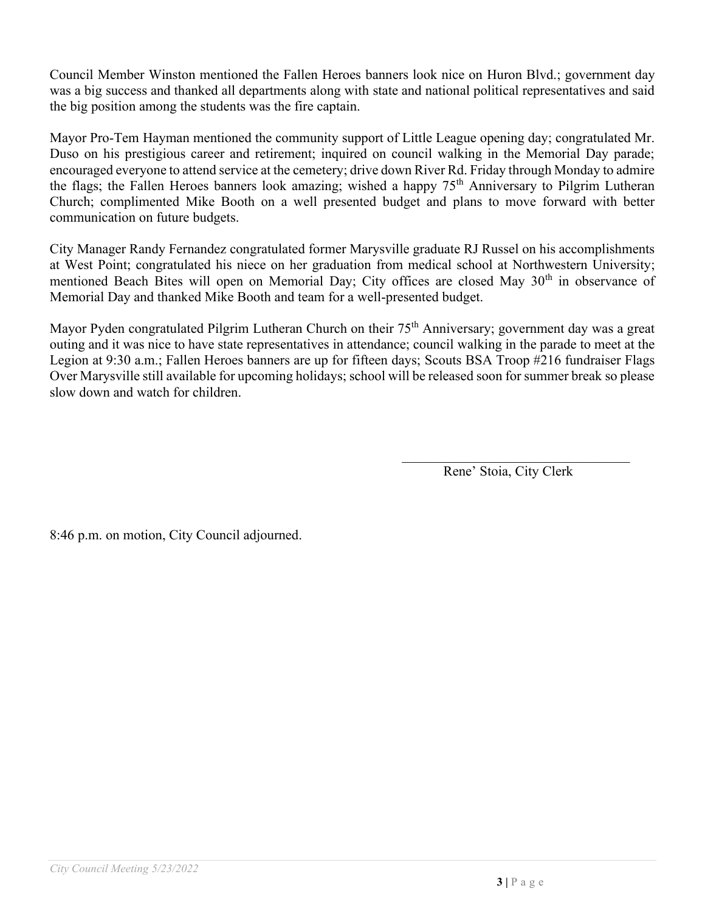Council Member Winston mentioned the Fallen Heroes banners look nice on Huron Blvd.; government day was a big success and thanked all departments along with state and national political representatives and said the big position among the students was the fire captain.

Mayor Pro-Tem Hayman mentioned the community support of Little League opening day; congratulated Mr. Duso on his prestigious career and retirement; inquired on council walking in the Memorial Day parade; encouraged everyone to attend service at the cemetery; drive down River Rd. Friday through Monday to admire the flags; the Fallen Heroes banners look amazing; wished a happy 75th Anniversary to Pilgrim Lutheran Church; complimented Mike Booth on a well presented budget and plans to move forward with better communication on future budgets.

City Manager Randy Fernandez congratulated former Marysville graduate RJ Russel on his accomplishments at West Point; congratulated his niece on her graduation from medical school at Northwestern University; mentioned Beach Bites will open on Memorial Day; City offices are closed May 30th in observance of Memorial Day and thanked Mike Booth and team for a well-presented budget.

Mayor Pyden congratulated Pilgrim Lutheran Church on their 75th Anniversary; government day was a great outing and it was nice to have state representatives in attendance; council walking in the parade to meet at the Legion at 9:30 a.m.; Fallen Heroes banners are up for fifteen days; Scouts BSA Troop #216 fundraiser Flags Over Marysville still available for upcoming holidays; school will be released soon for summer break so please slow down and watch for children.

Rene' Stoia, City Clerk

8:46 p.m. on motion, City Council adjourned.